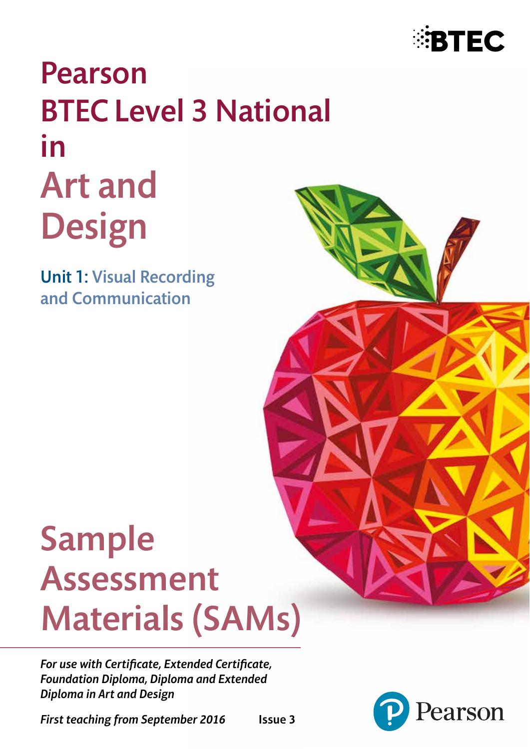# Pearson BTEC Level 3 National in Art and Design

## Unit 1: Visual Recording and Communication

# Sample Assessment Materials (SAMs)

*For use with Certificate, Extended Certificate, Foundation Diploma, Diploma and Extended Diploma in Art and Design*

*First teaching from September 2016* **Issue 3**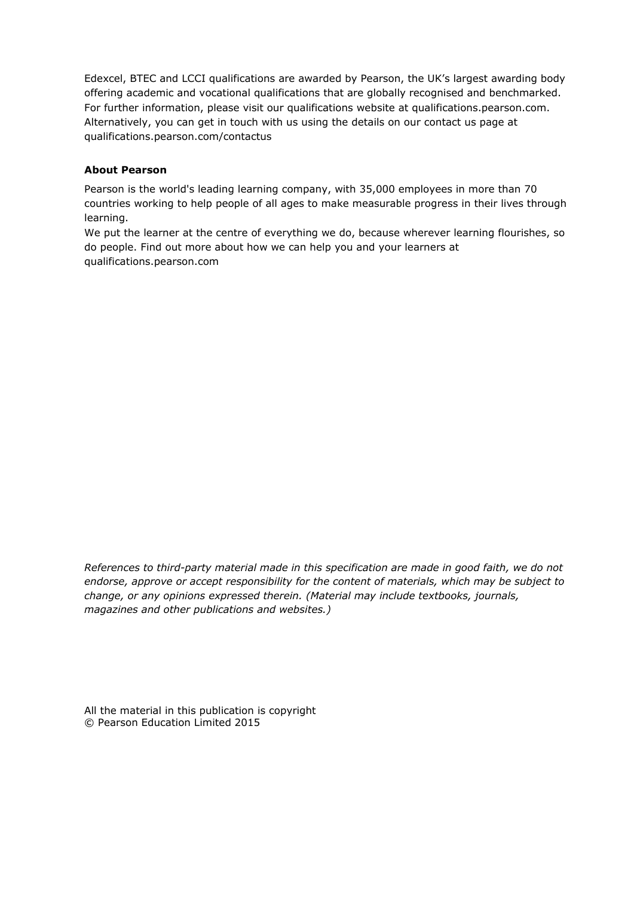Edexcel, BTEC and LCCI qualifications are awarded by Pearson, the UK's largest awarding body offering academic and vocational qualifications that are globally recognised and benchmarked. For further information, please visit our qualifications website at qualifications.pearson.com. Alternatively, you can get in touch with us using the details on our contact us page at qualifications.pearson.com/contactus

**About Pearson**

Pearson is the world's leading learning company, with 35,000 employees in more than 70 countries working to help people of all ages to make measurable progress in their lives through learning.
We put the learner at the centre of everything we do, because wherever learning flourishes, so do people. Find out more about how we can help you and your learners at qualifications.pearson.com

*References to third-party material made in this specification are made in good faith, we do not endorse, approve or accept responsibility for the content of materials, which may be subject to change, or any opinions expressed therein. (Material may include textbooks, journals, magazines and other publications and websites.)*

All the material in this publication is copyright
© Pearson Education Limited 2015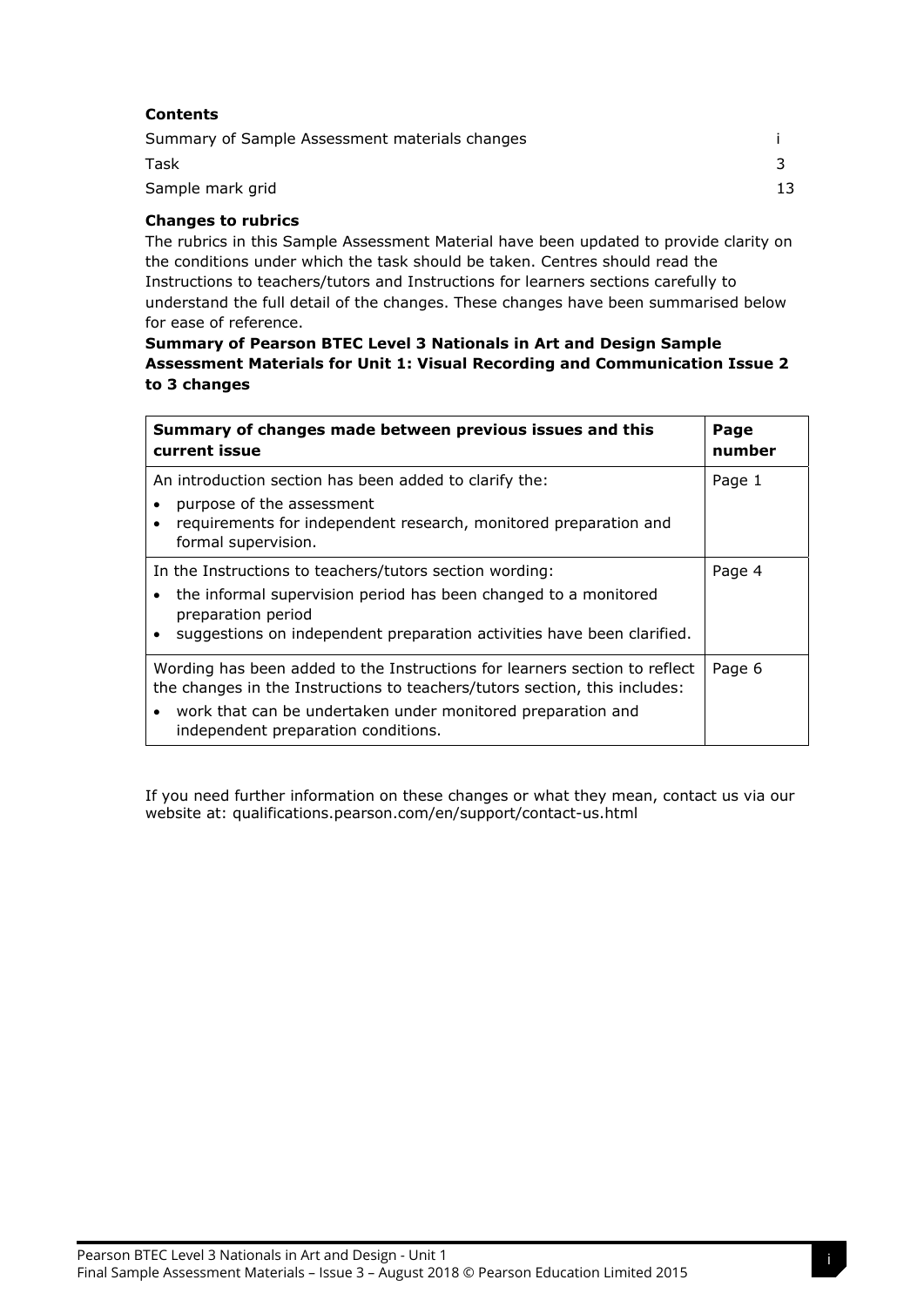**Contents**

| | |
|---|---|
| Summary of Sample Assessment materials changes | i |
| Task | 3 |
| Sample mark grid | 13 |

**Changes to rubrics**

The rubrics in this Sample Assessment Material have been updated to provide clarity on the conditions under which the task should be taken. Centres should read the Instructions to teachers/tutors and Instructions for learners sections carefully to understand the full detail of the changes. These changes have been summarised below for ease of reference.

**Summary of Pearson BTEC Level 3 Nationals in Art and Design Sample Assessment Materials for Unit 1: Visual Recording and Communication Issue 2 to 3 changes**

| Summary of changes made between previous issues and this current issue | Page number |
|---|---|
| An introduction section has been added to clarify the:<br>• purpose of the assessment<br>• requirements for independent research, monitored preparation and formal supervision. | Page 1 |
| In the Instructions to teachers/tutors section wording:<br>• the informal supervision period has been changed to a monitored preparation period<br>• suggestions on independent preparation activities have been clarified. | Page 4 |
| Wording has been added to the Instructions for learners section to reflect the changes in the Instructions to teachers/tutors section, this includes:<br>• work that can be undertaken under monitored preparation and independent preparation conditions. | Page 6 |

If you need further information on these changes or what they mean, contact us via our website at: qualifications.pearson.com/en/support/contact-us.html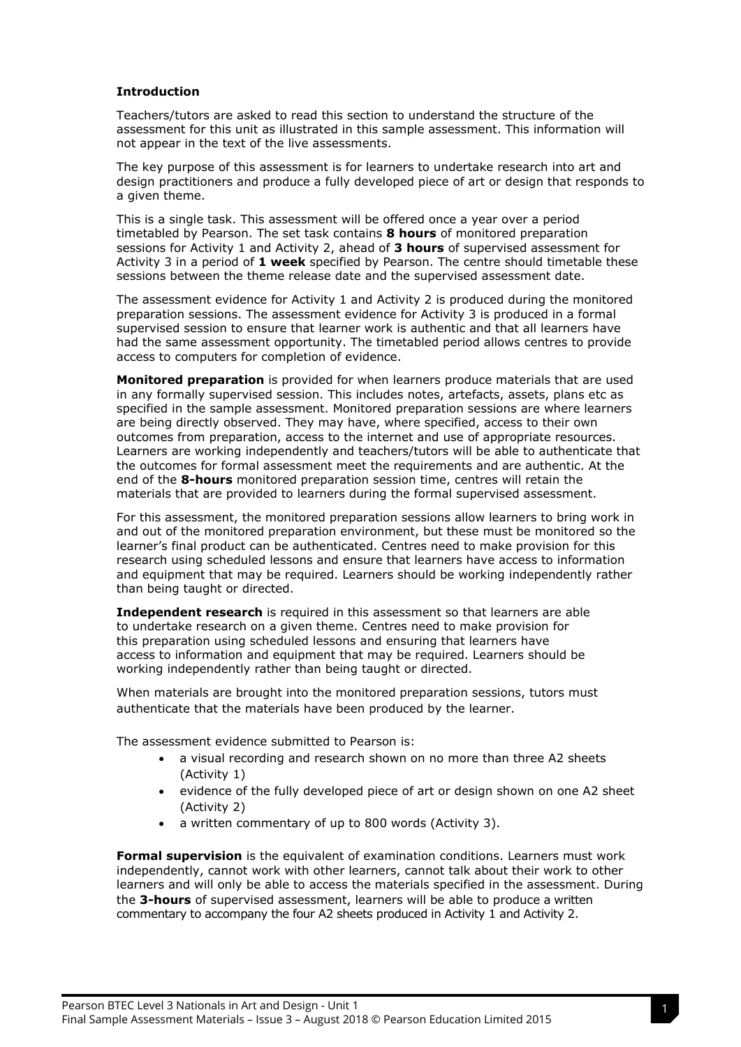**Introduction**

Teachers/tutors are asked to read this section to understand the structure of the assessment for this unit as illustrated in this sample assessment. This information will not appear in the text of the live assessments.

The key purpose of this assessment is for learners to undertake research into art and design practitioners and produce a fully developed piece of art or design that responds to a given theme.

This is a single task. This assessment will be offered once a year over a period timetabled by Pearson. The set task contains **8 hours** of monitored preparation sessions for Activity 1 and Activity 2, ahead of **3 hours** of supervised assessment for Activity 3 in a period of **1 week** specified by Pearson. The centre should timetable these sessions between the theme release date and the supervised assessment date.

The assessment evidence for Activity 1 and Activity 2 is produced during the monitored preparation sessions. The assessment evidence for Activity 3 is produced in a formal supervised session to ensure that learner work is authentic and that all learners have had the same assessment opportunity. The timetabled period allows centres to provide access to computers for completion of evidence.

**Monitored preparation** is provided for when learners produce materials that are used in any formally supervised session. This includes notes, artefacts, assets, plans etc as specified in the sample assessment. Monitored preparation sessions are where learners are being directly observed. They may have, where specified, access to their own outcomes from preparation, access to the internet and use of appropriate resources. Learners are working independently and teachers/tutors will be able to authenticate that the outcomes for formal assessment meet the requirements and are authentic. At the end of the **8-hours** monitored preparation session time, centres will retain the materials that are provided to learners during the formal supervised assessment.

For this assessment, the monitored preparation sessions allow learners to bring work in and out of the monitored preparation environment, but these must be monitored so the learner's final product can be authenticated. Centres need to make provision for this research using scheduled lessons and ensure that learners have access to information and equipment that may be required. Learners should be working independently rather than being taught or directed.

**Independent research** is required in this assessment so that learners are able to undertake research on a given theme. Centres need to make provision for this preparation using scheduled lessons and ensuring that learners have access to information and equipment that may be required. Learners should be working independently rather than being taught or directed.

When materials are brought into the monitored preparation sessions, tutors must authenticate that the materials have been produced by the learner.

The assessment evidence submitted to Pearson is:

- a visual recording and research shown on no more than three A2 sheets (Activity 1)
- evidence of the fully developed piece of art or design shown on one A2 sheet (Activity 2)
- a written commentary of up to 800 words (Activity 3).

**Formal supervision** is the equivalent of examination conditions. Learners must work independently, cannot work with other learners, cannot talk about their work to other learners and will only be able to access the materials specified in the assessment. During the **3-hours** of supervised assessment, learners will be able to produce a written commentary to accompany the four A2 sheets produced in Activity 1 and Activity 2.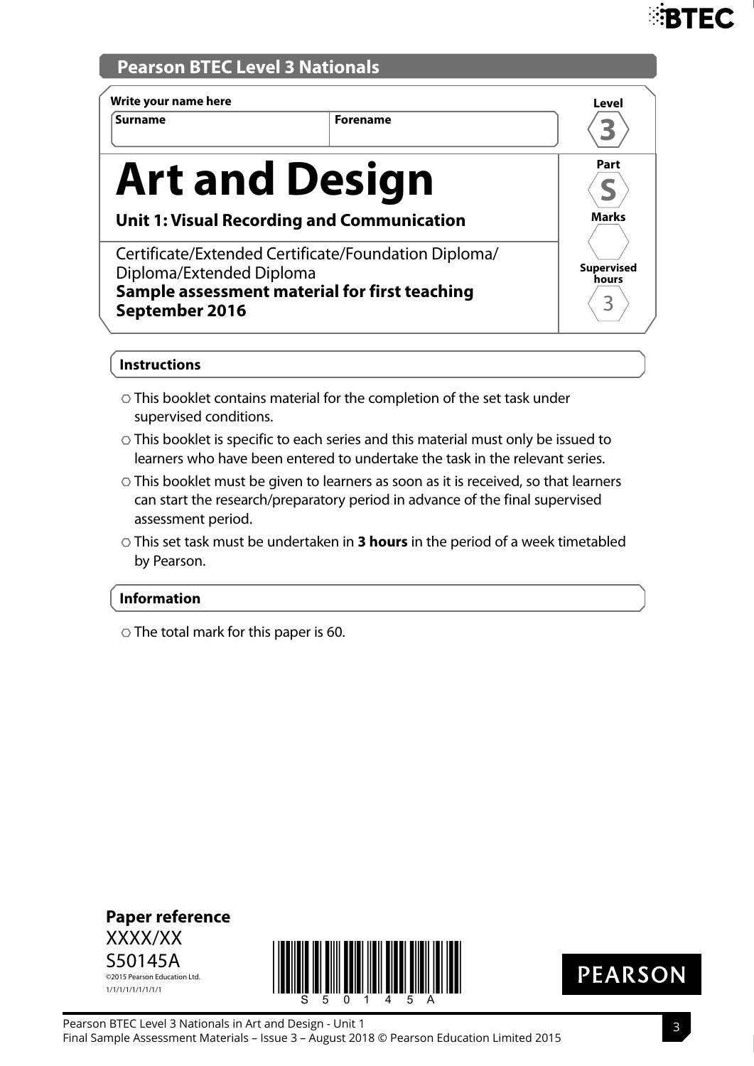Pearson BTEC Level 3 Nationals

Write your name here

| Surname | Forename |
| --- | --- |
| | |

Level 3

# Art and Design

**Unit 1: Visual Recording and Communication**

Part S

Marks

Certificate/Extended Certificate/Foundation Diploma/ Diploma/Extended Diploma

**Sample assessment material for first teaching September 2016**

Supervised hours 3

**Instructions**

- This booklet contains material for the completion of the set task under supervised conditions.
- This booklet is specific to each series and this material must only be issued to learners who have been entered to undertake the task in the relevant series.
- This booklet must be given to learners as soon as it is received, so that learners can start the research/preparatory period in advance of the final supervised assessment period.
- This set task must be undertaken in **3 hours** in the period of a week timetabled by Pearson.

**Information**

- The total mark for this paper is 60.

**Paper reference**

XXXX/XX

S50145A

©2015 Pearson Education Ltd.

1/1/1/1/1/1/1/1/1

PEARSON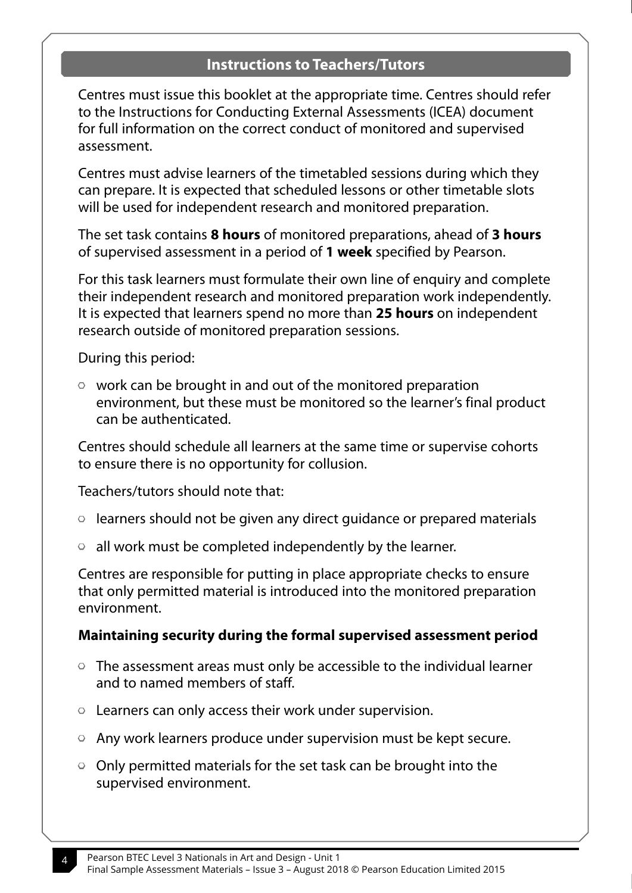## Instructions to Teachers/Tutors

Centres must issue this booklet at the appropriate time. Centres should refer to the Instructions for Conducting External Assessments (ICEA) document for full information on the correct conduct of monitored and supervised assessment.

Centres must advise learners of the timetabled sessions during which they can prepare. It is expected that scheduled lessons or other timetable slots will be used for independent research and monitored preparation.

The set task contains **8 hours** of monitored preparations, ahead of **3 hours** of supervised assessment in a period of **1 week** specified by Pearson.

For this task learners must formulate their own line of enquiry and complete their independent research and monitored preparation work independently. It is expected that learners spend no more than **25 hours** on independent research outside of monitored preparation sessions.

During this period:

- work can be brought in and out of the monitored preparation environment, but these must be monitored so the learner's final product can be authenticated.

Centres should schedule all learners at the same time or supervise cohorts to ensure there is no opportunity for collusion.

Teachers/tutors should note that:

- learners should not be given any direct guidance or prepared materials
- all work must be completed independently by the learner.

Centres are responsible for putting in place appropriate checks to ensure that only permitted material is introduced into the monitored preparation environment.

**Maintaining security during the formal supervised assessment period**

- The assessment areas must only be accessible to the individual learner and to named members of staff.
- Learners can only access their work under supervision.
- Any work learners produce under supervision must be kept secure.
- Only permitted materials for the set task can be brought into the supervised environment.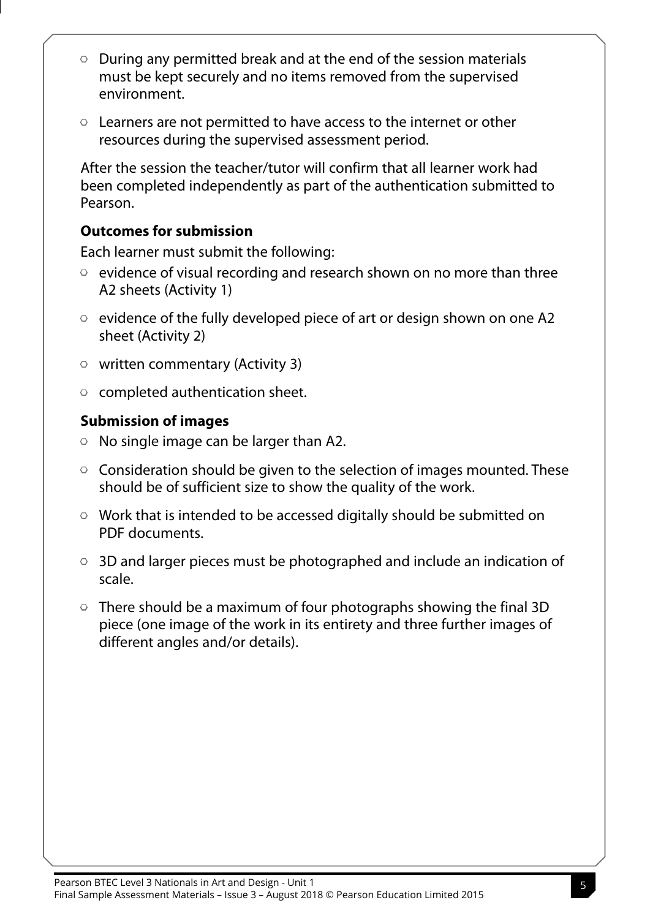- During any permitted break and at the end of the session materials must be kept securely and no items removed from the supervised environment.
- Learners are not permitted to have access to the internet or other resources during the supervised assessment period.

After the session the teacher/tutor will confirm that all learner work had been completed independently as part of the authentication submitted to Pearson.

**Outcomes for submission**

Each learner must submit the following:

- evidence of visual recording and research shown on no more than three A2 sheets (Activity 1)
- evidence of the fully developed piece of art or design shown on one A2 sheet (Activity 2)
- written commentary (Activity 3)
- completed authentication sheet.

**Submission of images**

- No single image can be larger than A2.
- Consideration should be given to the selection of images mounted. These should be of sufficient size to show the quality of the work.
- Work that is intended to be accessed digitally should be submitted on PDF documents.
- 3D and larger pieces must be photographed and include an indication of scale.
- There should be a maximum of four photographs showing the final 3D piece (one image of the work in its entirety and three further images of different angles and/or details).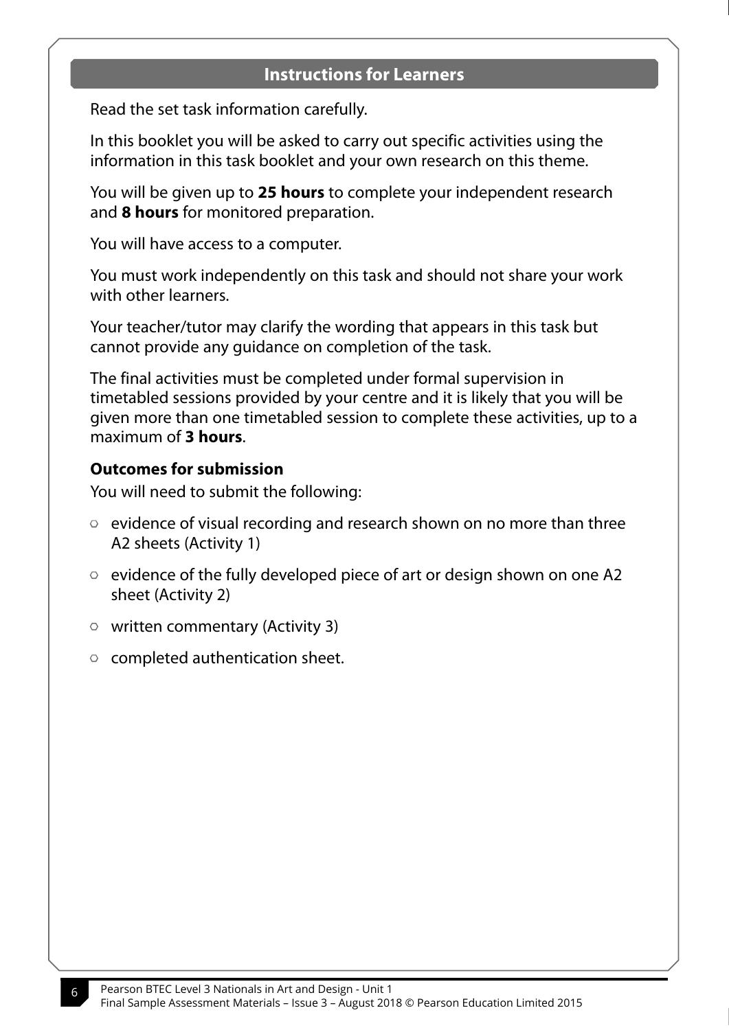## Instructions for Learners

Read the set task information carefully.

In this booklet you will be asked to carry out specific activities using the information in this task booklet and your own research on this theme.

You will be given up to **25 hours** to complete your independent research and **8 hours** for monitored preparation.

You will have access to a computer.

You must work independently on this task and should not share your work with other learners.

Your teacher/tutor may clarify the wording that appears in this task but cannot provide any guidance on completion of the task.

The final activities must be completed under formal supervision in timetabled sessions provided by your centre and it is likely that you will be given more than one timetabled session to complete these activities, up to a maximum of **3 hours**.

**Outcomes for submission**

You will need to submit the following:

- evidence of visual recording and research shown on no more than three A2 sheets (Activity 1)
- evidence of the fully developed piece of art or design shown on one A2 sheet (Activity 2)
- written commentary (Activity 3)
- completed authentication sheet.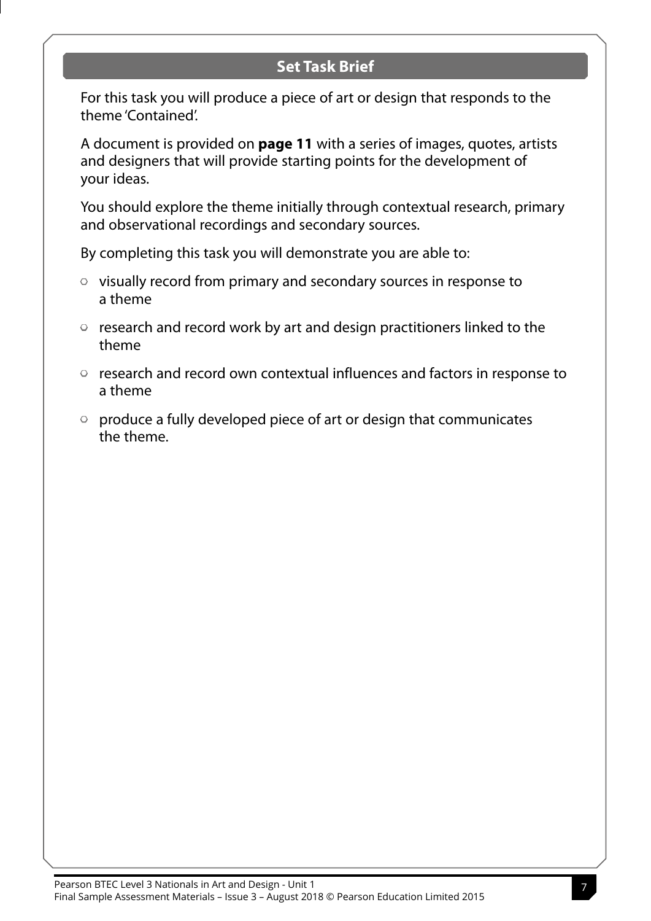## Set Task Brief

For this task you will produce a piece of art or design that responds to the theme 'Contained'.

A document is provided on **page 11** with a series of images, quotes, artists and designers that will provide starting points for the development of your ideas.

You should explore the theme initially through contextual research, primary and observational recordings and secondary sources.

By completing this task you will demonstrate you are able to:

- visually record from primary and secondary sources in response to a theme
- research and record work by art and design practitioners linked to the theme
- research and record own contextual influences and factors in response to a theme
- produce a fully developed piece of art or design that communicates the theme.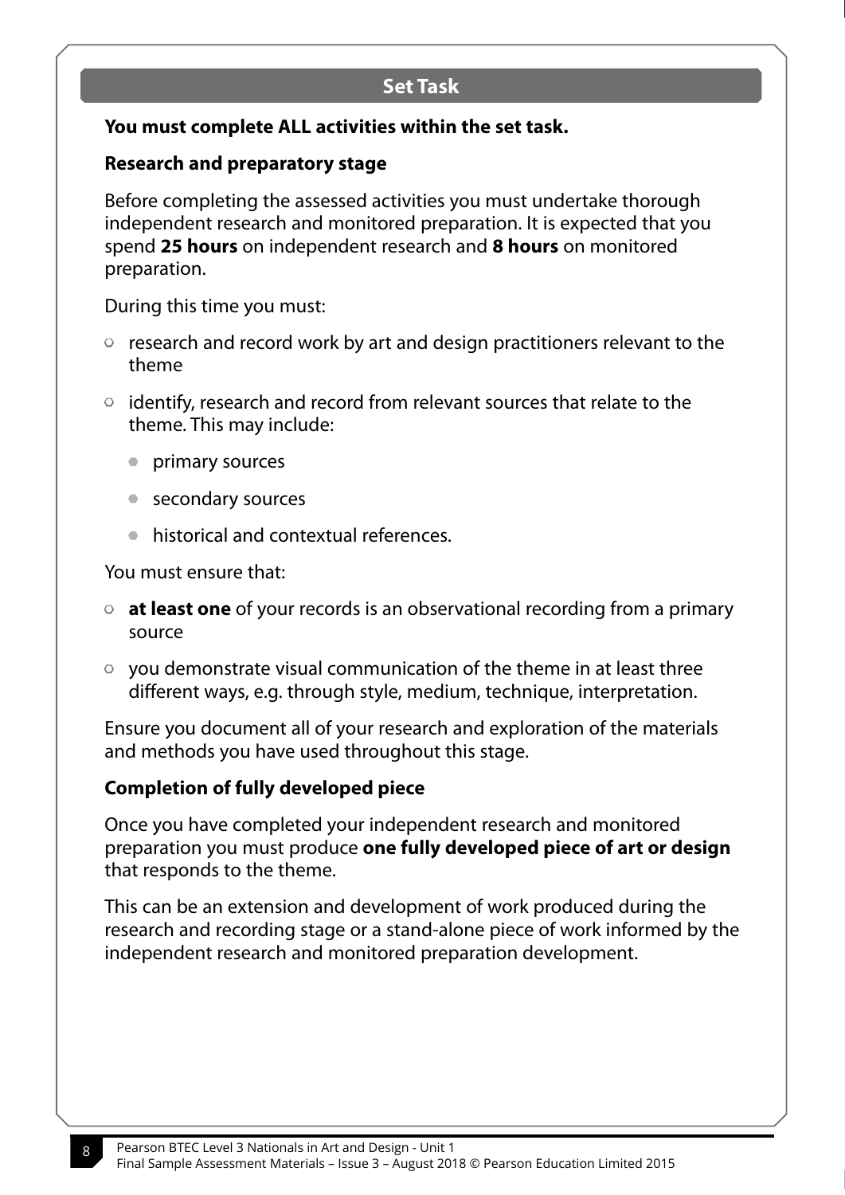## Set Task

**You must complete ALL activities within the set task.**

**Research and preparatory stage**

Before completing the assessed activities you must undertake thorough independent research and monitored preparation. It is expected that you spend **25 hours** on independent research and **8 hours** on monitored preparation.

During this time you must:

- research and record work by art and design practitioners relevant to the theme
- identify, research and record from relevant sources that relate to the theme. This may include:
  - primary sources
  - secondary sources
  - historical and contextual references.

You must ensure that:

- **at least one** of your records is an observational recording from a primary source
- you demonstrate visual communication of the theme in at least three different ways, e.g. through style, medium, technique, interpretation.

Ensure you document all of your research and exploration of the materials and methods you have used throughout this stage.

**Completion of fully developed piece**

Once you have completed your independent research and monitored preparation you must produce **one fully developed piece of art or design** that responds to the theme.

This can be an extension and development of work produced during the research and recording stage or a stand-alone piece of work informed by the independent research and monitored preparation development.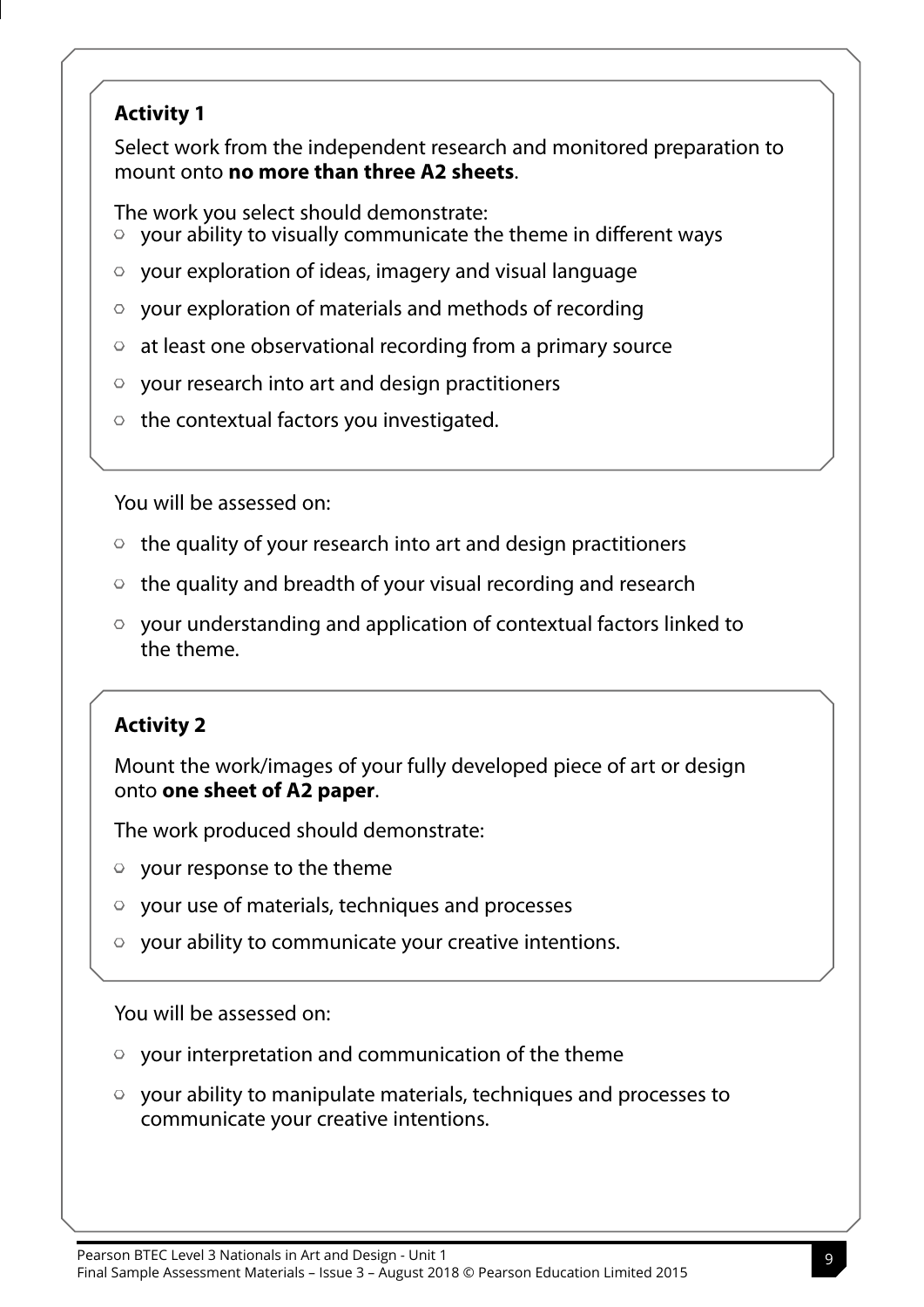### Activity 1

Select work from the independent research and monitored preparation to mount onto **no more than three A2 sheets**.

The work you select should demonstrate:

- your ability to visually communicate the theme in different ways
- your exploration of ideas, imagery and visual language
- your exploration of materials and methods of recording
- at least one observational recording from a primary source
- your research into art and design practitioners
- the contextual factors you investigated.

You will be assessed on:

- the quality of your research into art and design practitioners
- the quality and breadth of your visual recording and research
- your understanding and application of contextual factors linked to the theme.

### Activity 2

Mount the work/images of your fully developed piece of art or design onto **one sheet of A2 paper**.

The work produced should demonstrate:

- your response to the theme
- your use of materials, techniques and processes
- your ability to communicate your creative intentions.

You will be assessed on:

- your interpretation and communication of the theme
- your ability to manipulate materials, techniques and processes to communicate your creative intentions.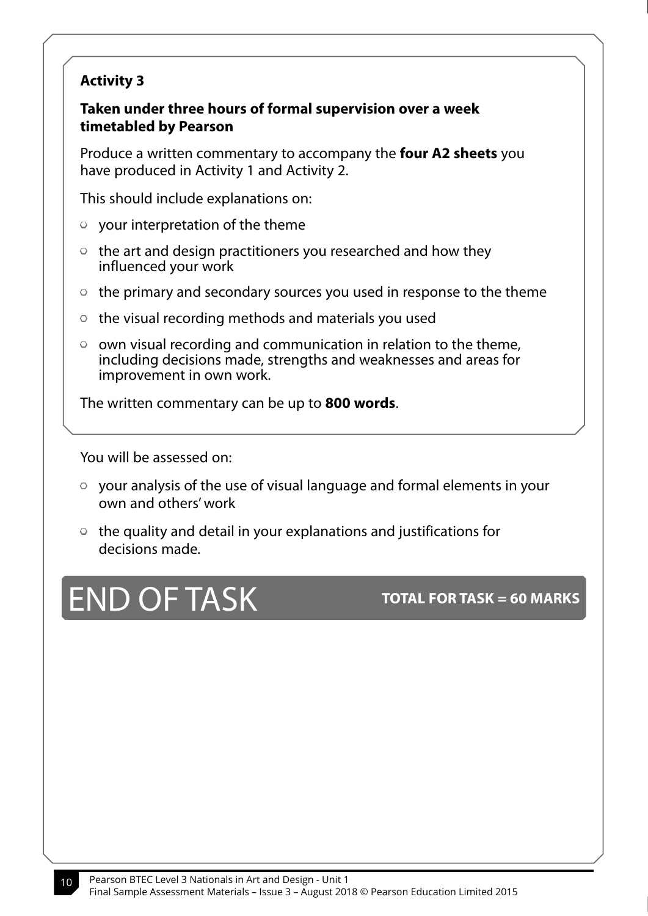**Activity 3**

**Taken under three hours of formal supervision over a week timetabled by Pearson**

Produce a written commentary to accompany the **four A2 sheets** you have produced in Activity 1 and Activity 2.

This should include explanations on:

- your interpretation of the theme
- the art and design practitioners you researched and how they influenced your work
- the primary and secondary sources you used in response to the theme
- the visual recording methods and materials you used
- own visual recording and communication in relation to the theme, including decisions made, strengths and weaknesses and areas for improvement in own work.

The written commentary can be up to **800 words**.

You will be assessed on:

- your analysis of the use of visual language and formal elements in your own and others' work
- the quality and detail in your explanations and justifications for decisions made.

# END OF TASK

**TOTAL FOR TASK = 60 MARKS**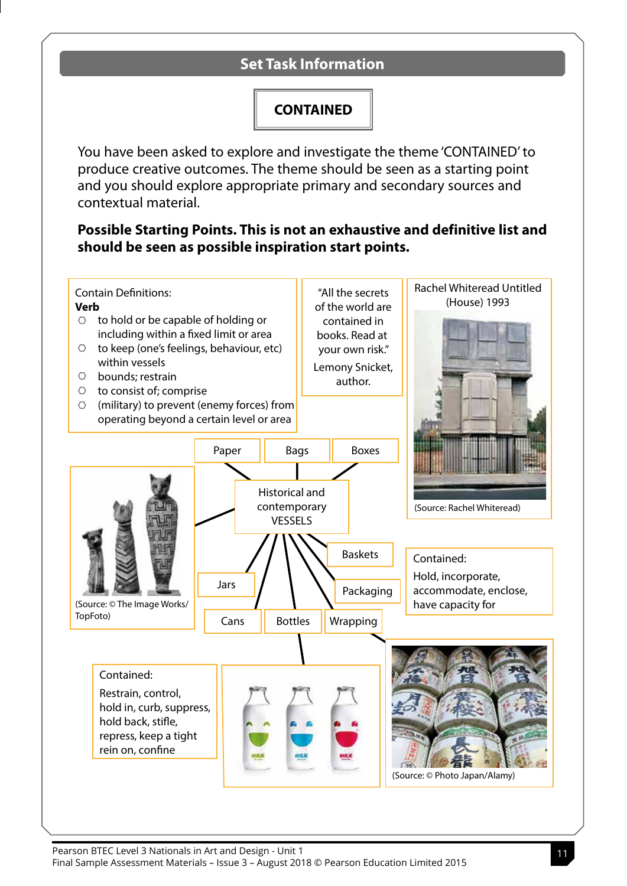## Set Task Information

**CONTAINED**

You have been asked to explore and investigate the theme 'CONTAINED' to produce creative outcomes. The theme should be seen as a starting point and you should explore appropriate primary and secondary sources and contextual material.

**Possible Starting Points. This is not an exhaustive and definitive list and should be seen as possible inspiration start points.**

Contain Definitions:

**Verb**

- to hold or be capable of holding or including within a fixed limit or area
- to keep (one's feelings, behaviour, etc) within vessels
- bounds; restrain
- to consist of; comprise
- (military) to prevent (enemy forces) from operating beyond a certain level or area

"All the secrets of the world are contained in books. Read at your own risk."

Lemony Snicket, author.

Rachel Whiteread Untitled (House) 1993

(Source: Rachel Whiteread)

Historical and contemporary VESSELS

- Paper
- Bags
- Boxes
- Baskets
- Packaging
- Wrapping
- Bottles
- Cans
- Jars

(Source: © The Image Works/ TopFoto)

Contained:

Hold, incorporate, accommodate, enclose, have capacity for

Contained:

Restrain, control, hold in, curb, suppress, hold back, stifle, repress, keep a tight rein on, confine

(Source: © Photo Japan/Alamy)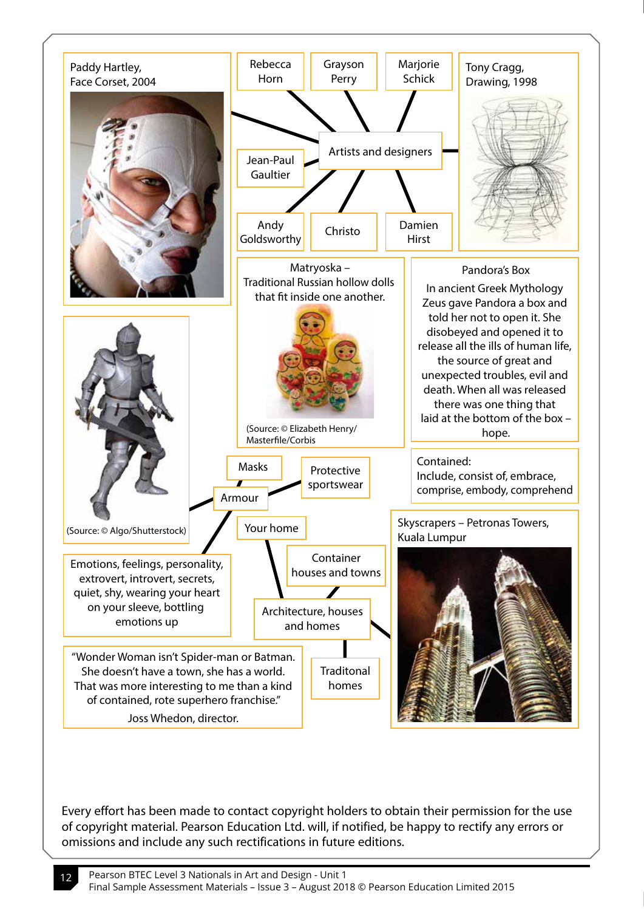Paddy Hartley, Face Corset, 2004

Rebecca Horn

Grayson Perry

Marjorie Schick

Tony Cragg, Drawing, 1998

Jean-Paul Gaultier

Artists and designers

Andy Goldsworthy

Christo

Damien Hirst

Matryoska – Traditional Russian hollow dolls that fit inside one another.

(Source: © Elizabeth Henry/ Masterfile/Corbis

Pandora's Box

In ancient Greek Mythology Zeus gave Pandora a box and told her not to open it. She disobeyed and opened it to release all the ills of human life, the source of great and unexpected troubles, evil and death. When all was released there was one thing that laid at the bottom of the box – hope.

(Source: © Algo/Shutterstock)

Masks

Protective sportswear

Armour

Contained:
Include, consist of, embrace, comprise, embody, comprehend

Your home

Skyscrapers – Petronas Towers, Kuala Lumpur

Container houses and towns

Emotions, feelings, personality, extrovert, introvert, secrets, quiet, shy, wearing your heart on your sleeve, bottling emotions up

Architecture, houses and homes

"Wonder Woman isn't Spider-man or Batman. She doesn't have a town, she has a world. That was more interesting to me than a kind of contained, rote superhero franchise."
Joss Whedon, director.

Traditonal homes

Every effort has been made to contact copyright holders to obtain their permission for the use of copyright material. Pearson Education Ltd. will, if notified, be happy to rectify any errors or omissions and include any such rectifications in future editions.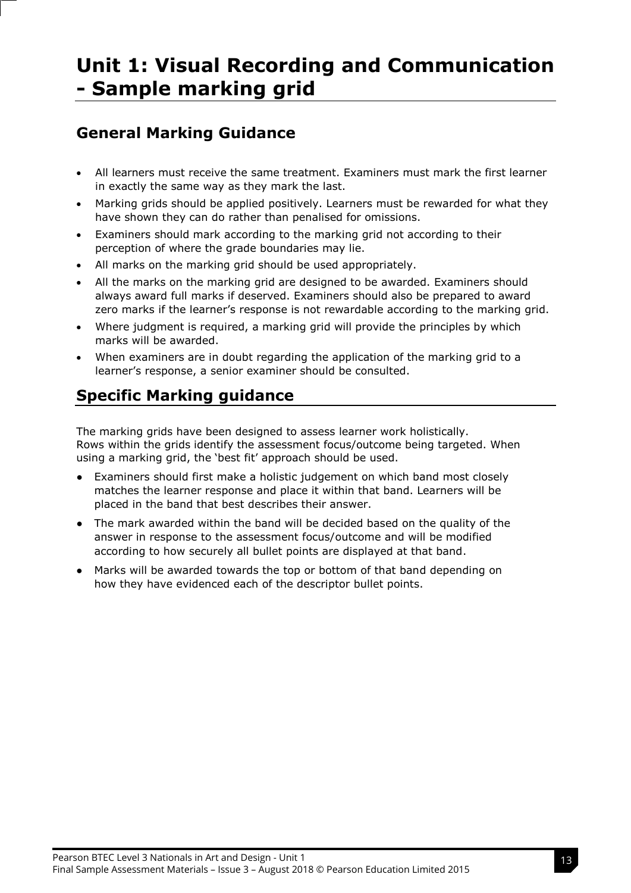# Unit 1: Visual Recording and Communication - Sample marking grid

## General Marking Guidance

- All learners must receive the same treatment. Examiners must mark the first learner in exactly the same way as they mark the last.
- Marking grids should be applied positively. Learners must be rewarded for what they have shown they can do rather than penalised for omissions.
- Examiners should mark according to the marking grid not according to their perception of where the grade boundaries may lie.
- All marks on the marking grid should be used appropriately.
- All the marks on the marking grid are designed to be awarded. Examiners should always award full marks if deserved. Examiners should also be prepared to award zero marks if the learner's response is not rewardable according to the marking grid.
- Where judgment is required, a marking grid will provide the principles by which marks will be awarded.
- When examiners are in doubt regarding the application of the marking grid to a learner's response, a senior examiner should be consulted.

## Specific Marking guidance

The marking grids have been designed to assess learner work holistically. Rows within the grids identify the assessment focus/outcome being targeted. When using a marking grid, the 'best fit' approach should be used.

- Examiners should first make a holistic judgement on which band most closely matches the learner response and place it within that band. Learners will be placed in the band that best describes their answer.
- The mark awarded within the band will be decided based on the quality of the answer in response to the assessment focus/outcome and will be modified according to how securely all bullet points are displayed at that band.
- Marks will be awarded towards the top or bottom of that band depending on how they have evidenced each of the descriptor bullet points.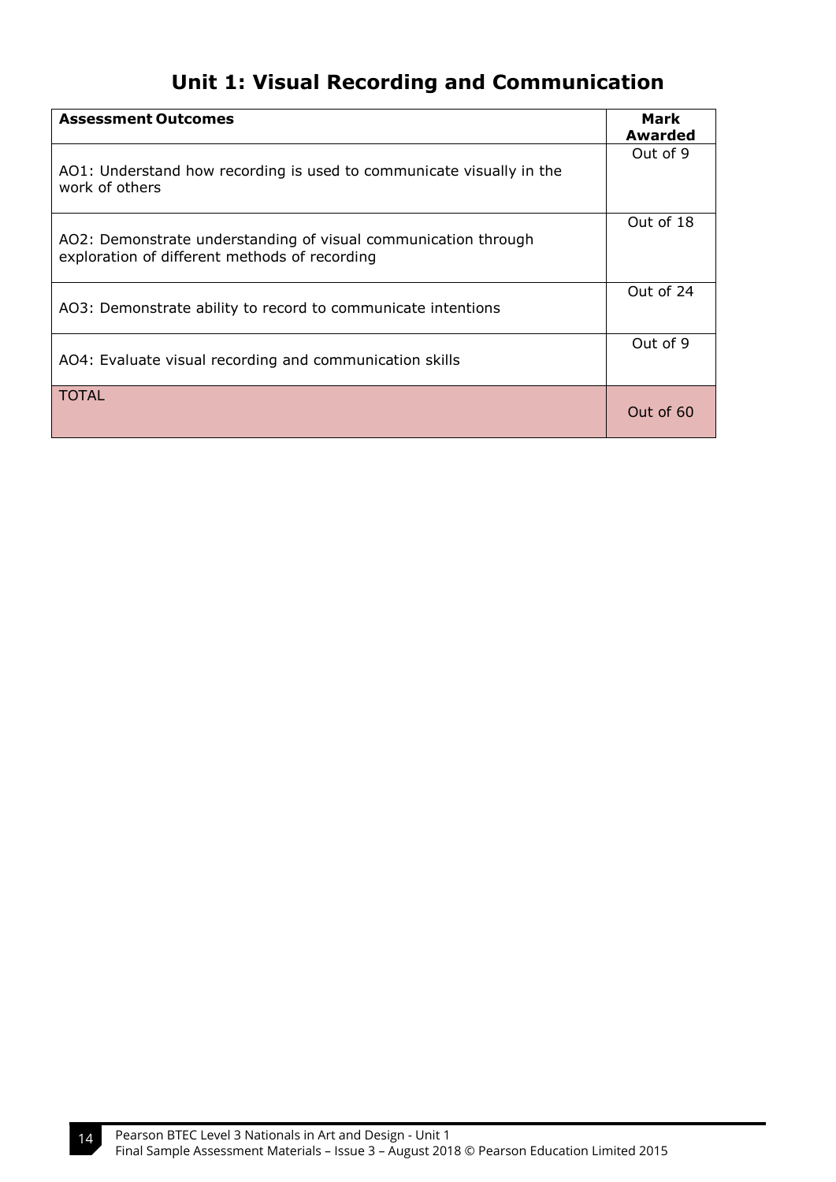# Unit 1: Visual Recording and Communication

| **Assessment Outcomes** | **Mark Awarded** |
|---|---|
| AO1: Understand how recording is used to communicate visually in the work of others | Out of 9 |
| AO2: Demonstrate understanding of visual communication through exploration of different methods of recording | Out of 18 |
| AO3: Demonstrate ability to record to communicate intentions | Out of 24 |
| AO4: Evaluate visual recording and communication skills | Out of 9 |
| TOTAL | Out of 60 |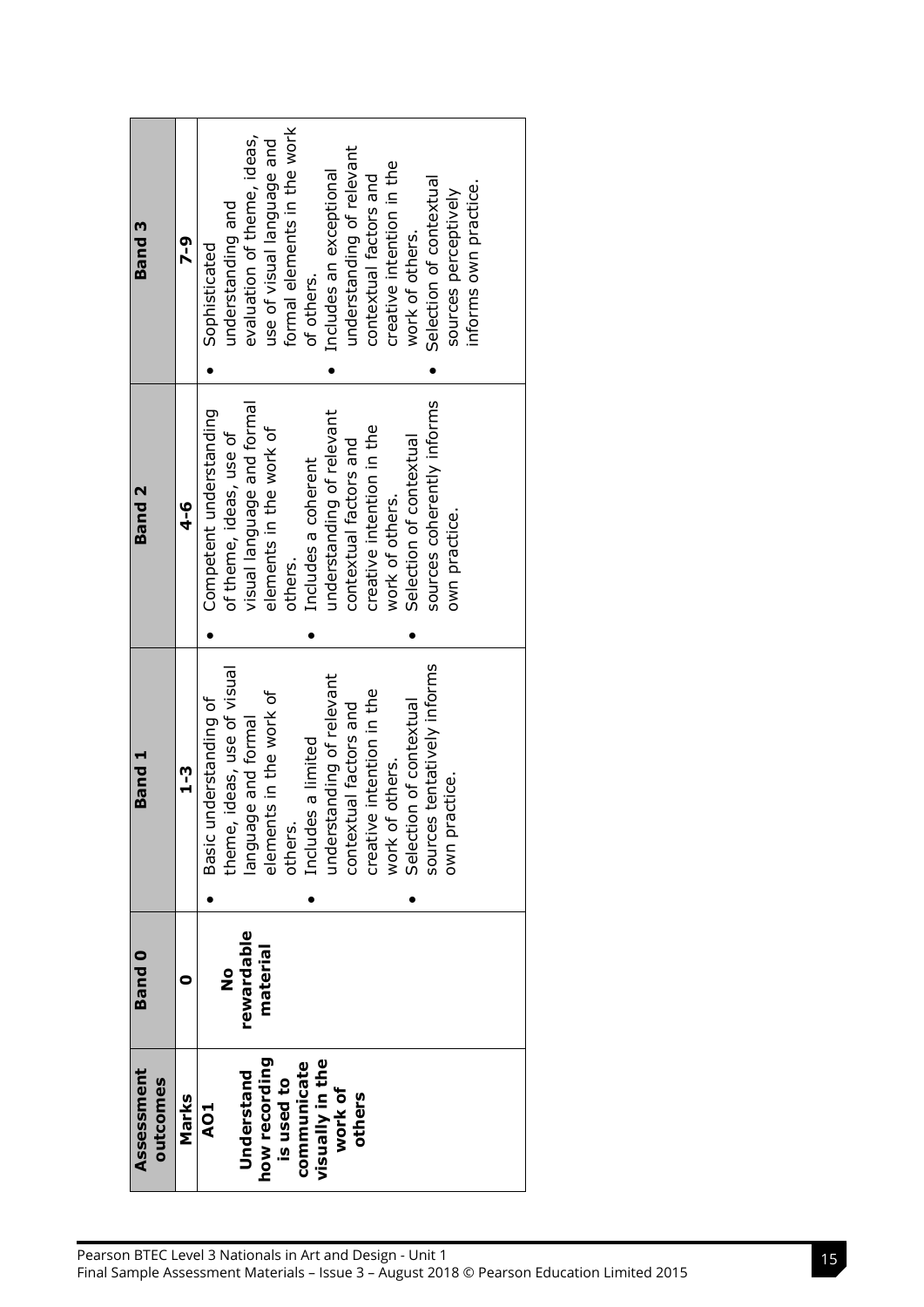| Assessment outcomes | Band 0 | Band 1 | Band 2 | Band 3 |
| --- | --- | --- | --- | --- |
| **Marks** | **0** | **1-3** | **4-6** | **7-9** |
| **AO1** **Understand how recording is used to communicate visually in the work of others** | **No rewardable material** | • Basic understanding of theme, ideas, use of visual language and formal elements in the work of others. • Includes a limited understanding of relevant contextual factors and creative intention in the work of others. • Selection of contextual sources tentatively informs own practice. | • Competent understanding of theme, ideas, use of visual language and formal elements in the work of others. • Includes a coherent understanding of relevant contextual factors and creative intention in the work of others. • Selection of contextual sources coherently informs own practice. | • Sophisticated understanding and evaluation of theme, ideas, use of visual language and formal elements in the work of others. • Includes an exceptional understanding of relevant contextual factors and creative intention in the work of others. • Selection of contextual sources perceptively informs own practice. |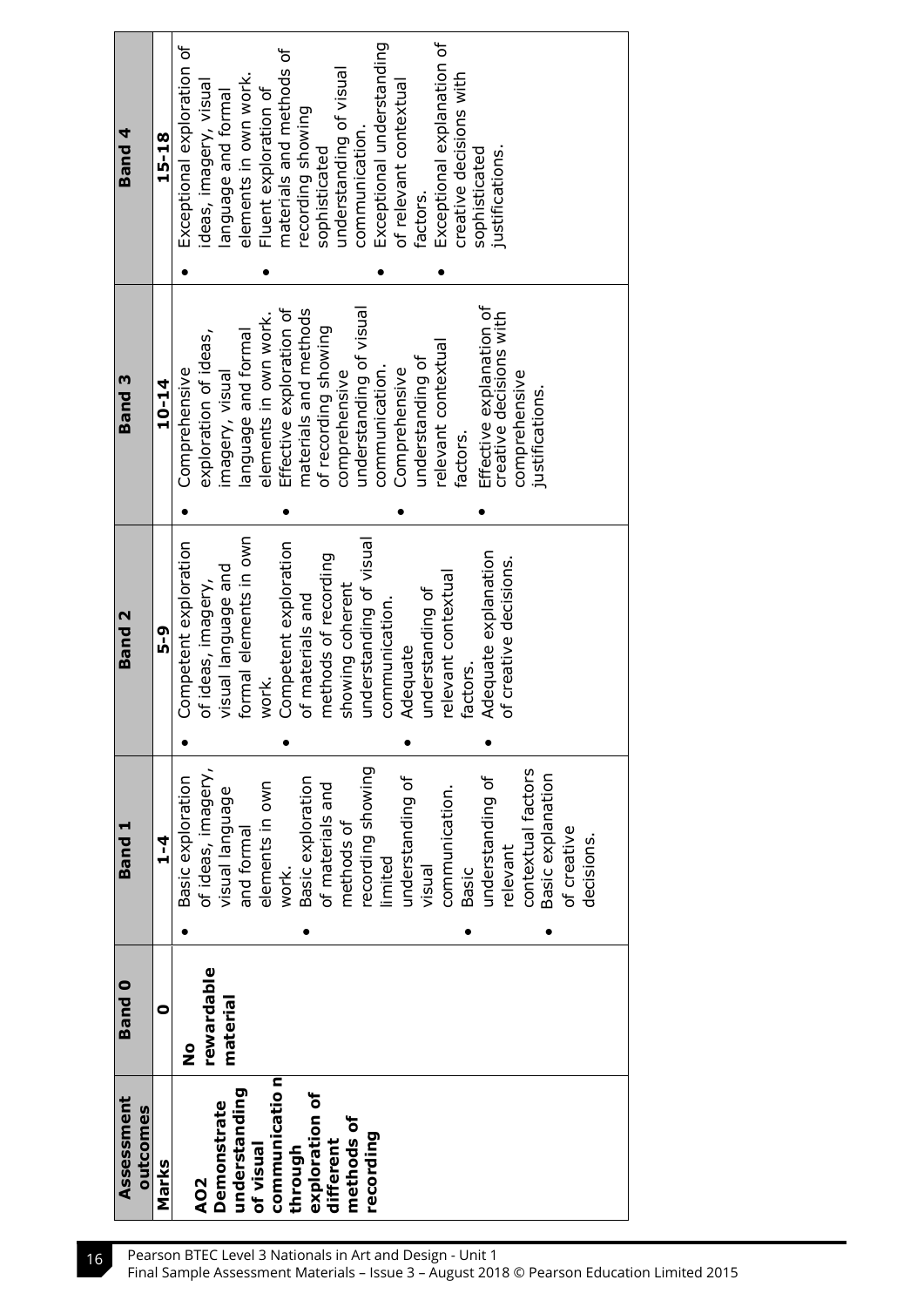| Assessment outcomes | Band 0 | Band 1 | Band 2 | Band 3 | Band 4 |
|---|---|---|---|---|---|
| **Marks** | **0** | **1–4** | **5–9** | **10–14** | **15–18** |
| **AO2 Demonstrate understanding of visual communication through exploration of different methods of recording** | **No rewardable material** | • Basic exploration of ideas, imagery, visual language and formal elements in own work.<br>• Basic exploration of materials and methods of recording showing limited understanding of visual communication.<br>• Basic understanding of relevant contextual factors<br>• Basic explanation of creative decisions. | • Competent exploration of ideas, imagery, visual language and formal elements in own work.<br>• Competent exploration of materials and methods of recording showing coherent understanding of visual communication.<br>• Adequate understanding of relevant contextual factors.<br>• Adequate explanation of creative decisions. | • Comprehensive exploration of ideas, imagery, visual language and formal elements in own work.<br>• Effective exploration of materials and methods of recording showing comprehensive understanding of visual communication.<br>• Comprehensive understanding of relevant contextual factors.<br>• Effective explanation of creative decisions with comprehensive justifications. | • Exceptional exploration of ideas, imagery, visual language and formal elements in own work.<br>• Fluent exploration of materials and methods of recording showing sophisticated understanding of visual communication.<br>• Exceptional understanding of relevant contextual factors.<br>• Exceptional explanation of creative decisions with sophisticated justifications. |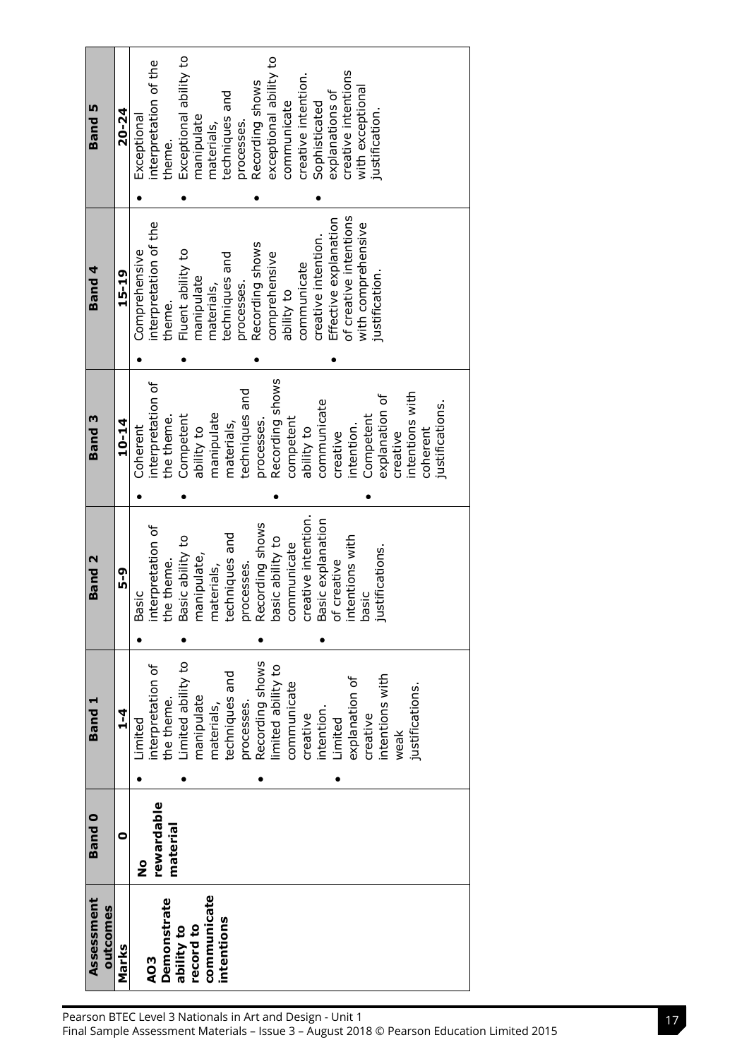| Assessment outcomes | Band 0 | Band 1 | Band 2 | Band 3 | Band 4 | Band 5 |
|---|---|---|---|---|---|---|
| **Marks** | **0** | **1–4** | **5–9** | **10–14** | **15–19** | **20–24** |
| **AO3 Demonstrate ability to record to communicate intentions** | **No rewardable material** | • Limited interpretation of the theme.<br>• Limited ability to manipulate materials, techniques and processes.<br>• Recording shows limited ability to communicate creative intention.<br>• Limited explanation of creative intentions with weak justifications. | • Basic interpretation of the theme.<br>• Basic ability to manipulate, materials, techniques and processes.<br>• Recording shows basic ability to communicate creative intention.<br>• Basic explanation of creative intentions with basic justifications. | • Coherent interpretation of the theme.<br>• Competent ability to manipulate materials, techniques and processes.<br>• Recording shows competent ability to communicate creative intention.<br>• Competent explanation of creative intentions with coherent justifications. | • Comprehensive interpretation of the theme.<br>• Fluent ability to manipulate materials, techniques and processes.<br>• Recording shows comprehensive ability to communicate creative intention.<br>• Effective explanation of creative intentions with comprehensive justification. | • Exceptional interpretation of the theme.<br>• Exceptional ability to manipulate materials, techniques and processes.<br>• Recording shows exceptional ability to communicate creative intention.<br>• Sophisticated explanations of creative intentions with exceptional justification. |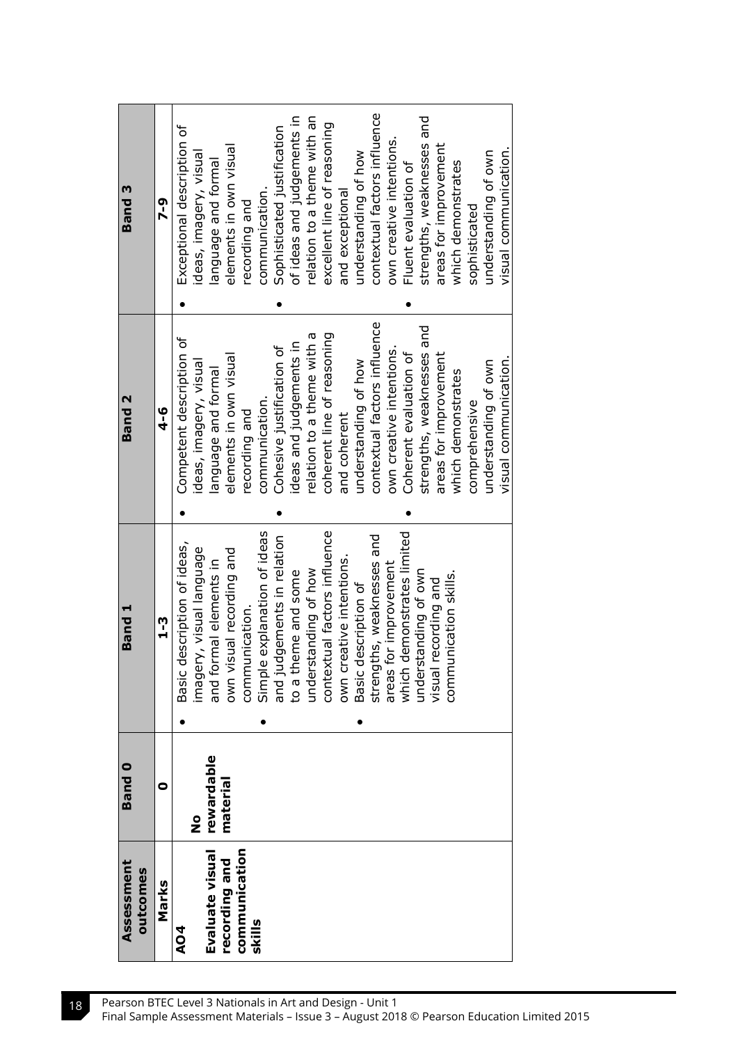| Assessment outcomes | Band 0 | Band 1 | Band 2 | Band 3 |
|---|---|---|---|---|
| **Marks** | **0** | **1-3** | **4-6** | **7-9** |
| **AO4**<br><br>**Evaluate visual recording and communication skills** | **No rewardable material** | • Basic description of ideas, imagery, visual language and formal elements in own visual recording and communication.<br>• Simple explanation of ideas and judgements in relation to a theme and some understanding of how contextual factors influence own creative intentions.<br>• Basic description of strengths, weaknesses and areas for improvement which demonstrates limited understanding of own visual recording and communication skills. | • Competent description of ideas, imagery, visual language and formal elements in own visual recording and communication.<br>• Cohesive justification of ideas and judgements in relation to a theme with a coherent line of reasoning and coherent understanding of how contextual factors influence own creative intentions.<br>• Coherent evaluation of strengths, weaknesses and areas for improvement which demonstrates comprehensive understanding of own visual communication. | • Exceptional description of ideas, imagery, visual language and formal elements in own visual recording and communication.<br>• Sophisticated justification of ideas and judgements in relation to a theme with an excellent line of reasoning and exceptional understanding of how contextual factors influence own creative intentions.<br>• Fluent evaluation of strengths, weaknesses and areas for improvement which demonstrates sophisticated understanding of own visual communication. |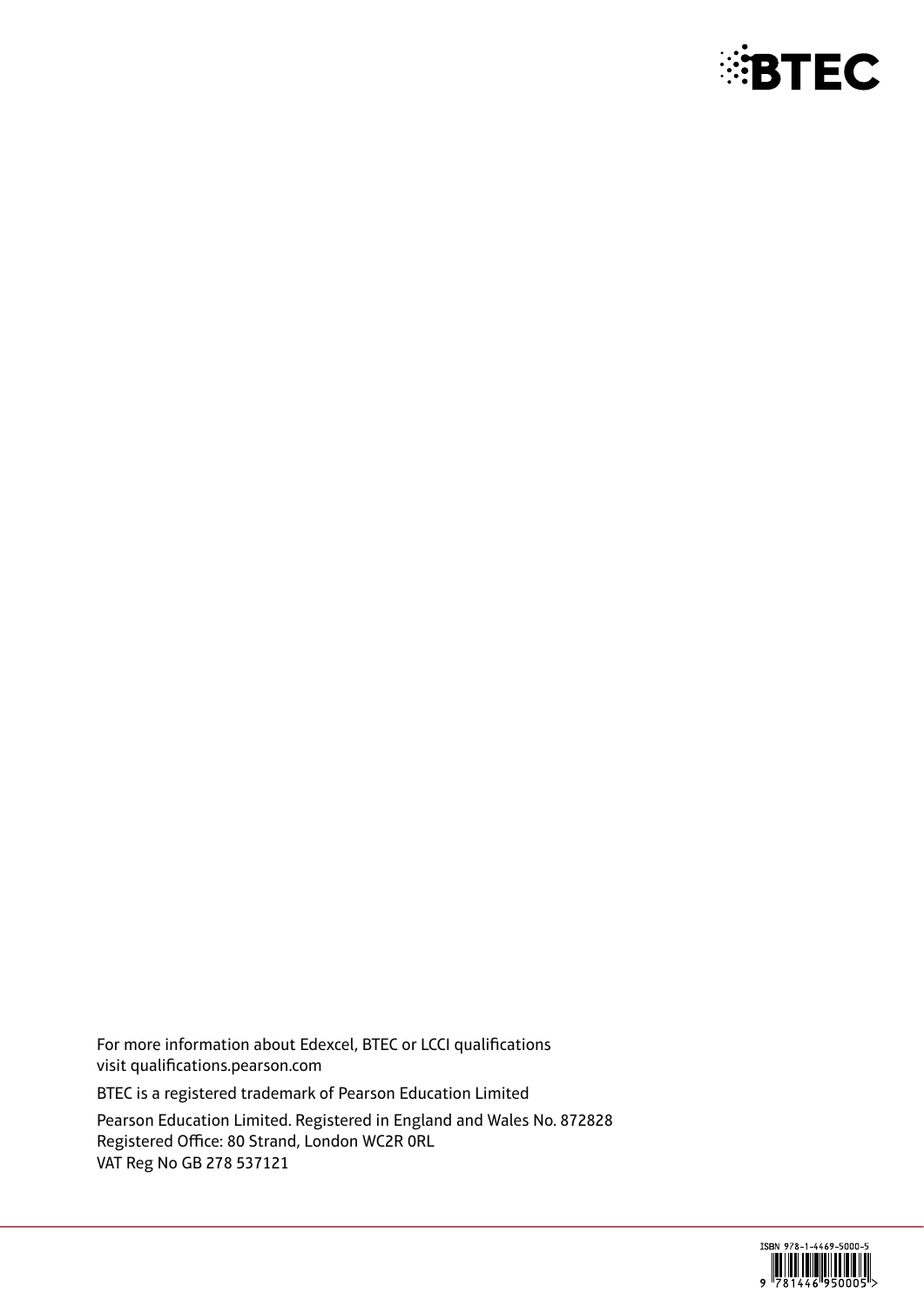BTEC

For more information about Edexcel, BTEC or LCCI qualifications
visit qualifications.pearson.com

BTEC is a registered trademark of Pearson Education Limited

Pearson Education Limited. Registered in England and Wales No. 872828
Registered Office: 80 Strand, London WC2R 0RL
VAT Reg No GB 278 537121

ISBN 978-1-4469-5000-5